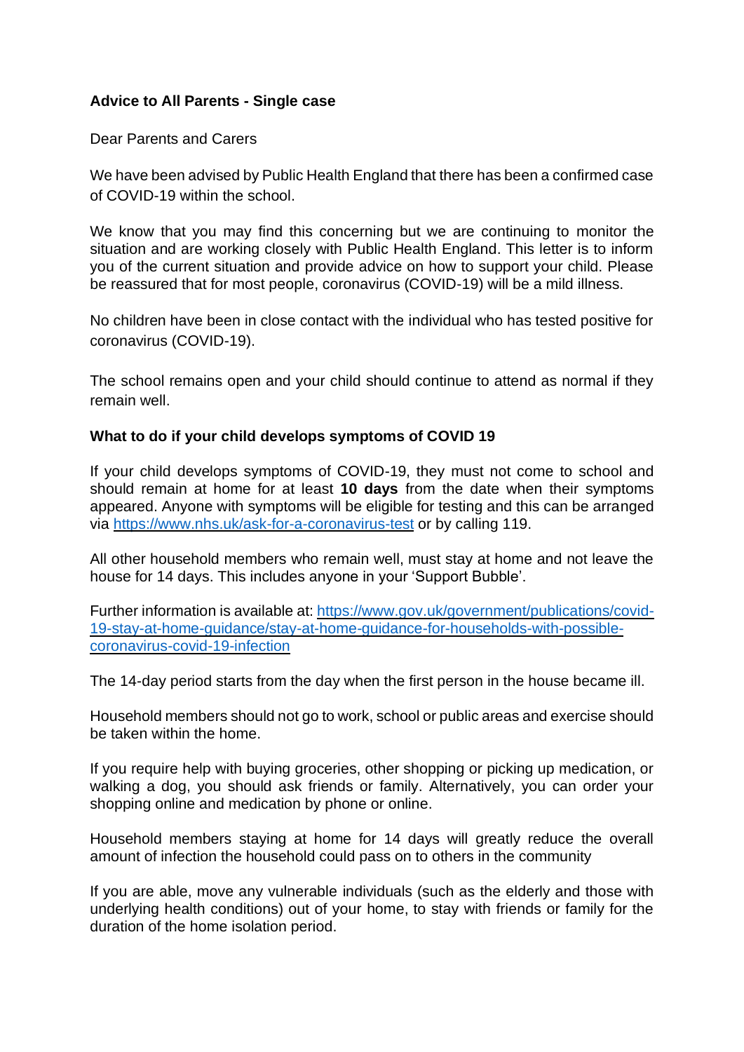**Advice to All Parents - Single case**

Dear Parents and Carers

We have been advised by Public Health England that there has been a confirmed case of COVID-19 within the school.

We know that you may find this concerning but we are continuing to monitor the situation and are working closely with Public Health England. This letter is to inform you of the current situation and provide advice on how to support your child. Please be reassured that for most people, coronavirus (COVID-19) will be a mild illness.

No children have been in close contact with the individual who has tested positive for coronavirus (COVID-19).

The school remains open and your child should continue to attend as normal if they remain well.

**What to do if your child develops symptoms of COVID 19**

If your child develops symptoms of COVID-19, they must not come to school and should remain at home for at least **10 days** from the date when their symptoms appeared. Anyone with symptoms will be eligible for testing and this can be arranged via [https://www.nhs.uk/ask-for-a-coronavirus-test](https://www.nhs.uk/ask-for-a-coronavirus-test) or by calling 119.

All other household members who remain well, must stay at home and not leave the house for 14 days. This includes anyone in your 'Support Bubble'.

Further information is available at: [https://www.gov.uk/government/publications/covid-19-stay-at-home-guidance/stay-at-home-guidance-for-households-with-possible-coronavirus-covid-19-infection](https://www.gov.uk/government/publications/covid-19-stay-at-home-guidance/stay-at-home-guidance-for-households-with-possible-coronavirus-covid-19-infection)

The 14-day period starts from the day when the first person in the house became ill.

Household members should not go to work, school or public areas and exercise should be taken within the home.

If you require help with buying groceries, other shopping or picking up medication, or walking a dog, you should ask friends or family. Alternatively, you can order your shopping online and medication by phone or online.

Household members staying at home for 14 days will greatly reduce the overall amount of infection the household could pass on to others in the community

If you are able, move any vulnerable individuals (such as the elderly and those with underlying health conditions) out of your home, to stay with friends or family for the duration of the home isolation period.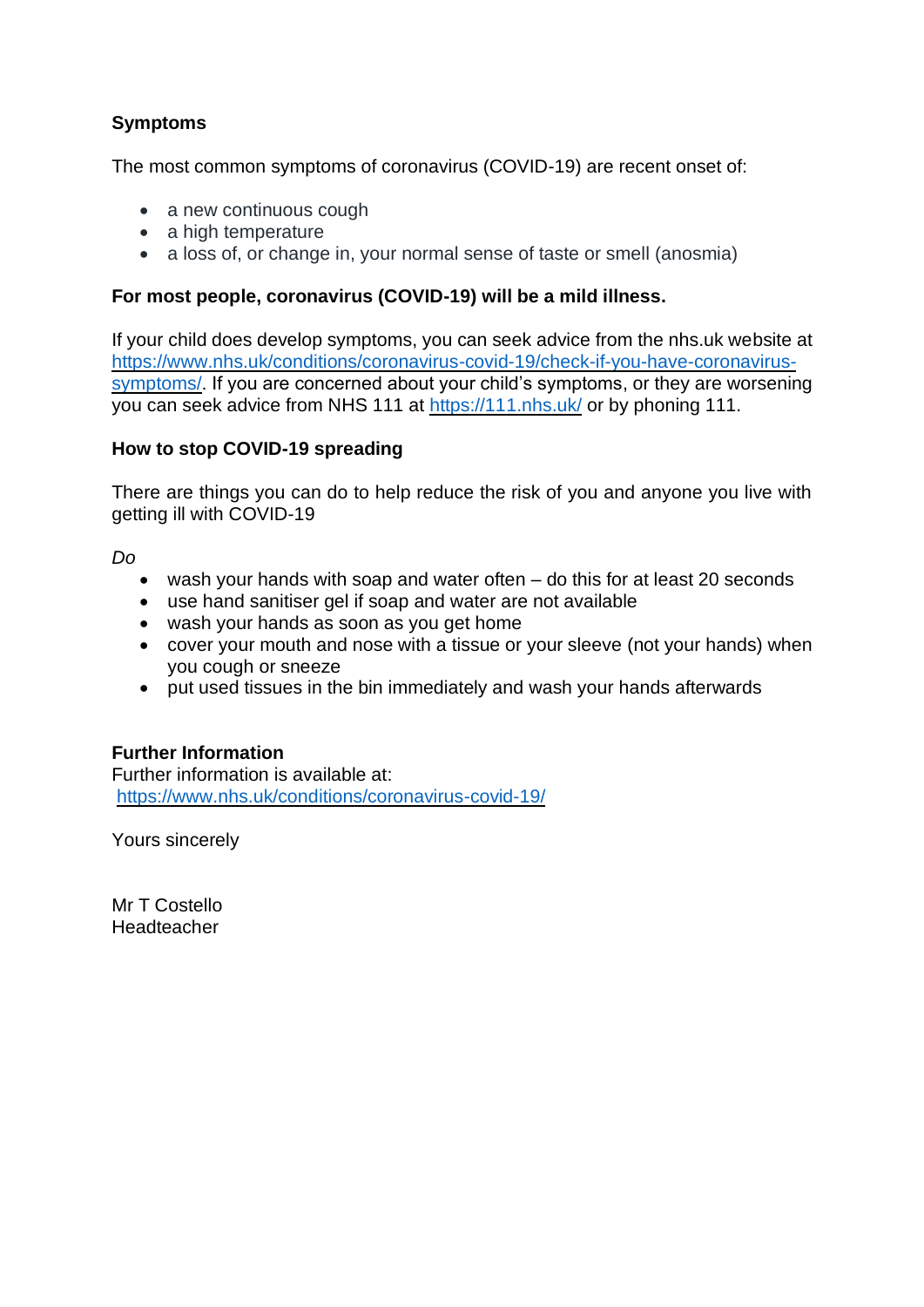**Symptoms**

The most common symptoms of coronavirus (COVID-19) are recent onset of:

- a new continuous cough
- a high temperature
- a loss of, or change in, your normal sense of taste or smell (anosmia)

**For most people, coronavirus (COVID-19) will be a mild illness.**

If your child does develop symptoms, you can seek advice from the nhs.uk website at [https://www.nhs.uk/conditions/coronavirus-covid-19/check-if-you-have-coronavirus-symptoms/](https://www.nhs.uk/conditions/coronavirus-covid-19/check-if-you-have-coronavirus-symptoms/). If you are concerned about your child's symptoms, or they are worsening you can seek advice from NHS 111 at [https://111.nhs.uk/](https://111.nhs.uk/) or by phoning 111.

**How to stop COVID-19 spreading**

There are things you can do to help reduce the risk of you and anyone you live with getting ill with COVID-19

*Do*

- wash your hands with soap and water often – do this for at least 20 seconds
- use hand sanitiser gel if soap and water are not available
- wash your hands as soon as you get home
- cover your mouth and nose with a tissue or your sleeve (not your hands) when you cough or sneeze
- put used tissues in the bin immediately and wash your hands afterwards

**Further Information**
Further information is available at:
[https://www.nhs.uk/conditions/coronavirus-covid-19/](https://www.nhs.uk/conditions/coronavirus-covid-19/)

Yours sincerely

Mr T Costello
Headteacher